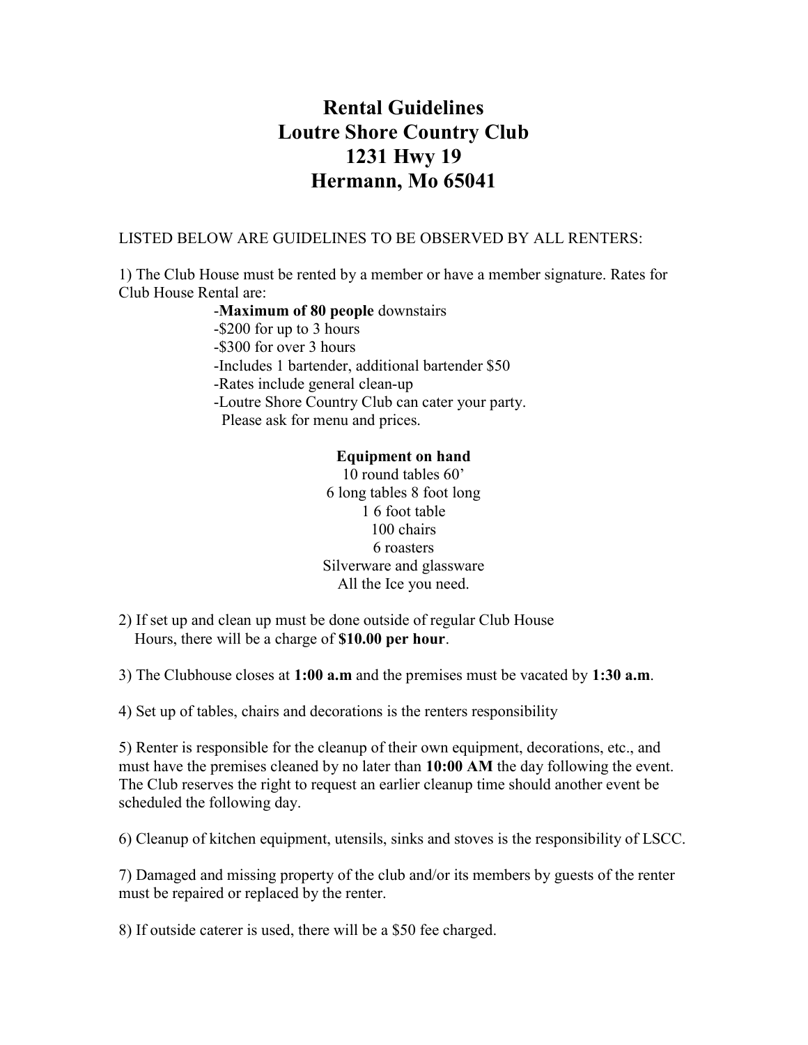# Rental Guidelines
# Loutre Shore Country Club
# 1231 Hwy 19
# Hermann, Mo 65041

LISTED BELOW ARE GUIDELINES TO BE OBSERVED BY ALL RENTERS:

1) The Club House must be rented by a member or have a member signature. Rates for Club House Rental are:

- **Maximum of 80 people** downstairs
- $200 for up to 3 hours
- $300 for over 3 hours
- Includes 1 bartender, additional bartender $50
- Rates include general clean-up
- Loutre Shore Country Club can cater your party. Please ask for menu and prices.

**Equipment on hand**

10 round tables 60'
6 long tables 8 foot long
1 6 foot table
100 chairs
6 roasters
Silverware and glassware
All the Ice you need.

2) If set up and clean up must be done outside of regular Club House Hours, there will be a charge of **$10.00 per hour**.

3) The Clubhouse closes at **1:00 a.m** and the premises must be vacated by **1:30 a.m**.

4) Set up of tables, chairs and decorations is the renters responsibility

5) Renter is responsible for the cleanup of their own equipment, decorations, etc., and must have the premises cleaned by no later than **10:00 AM** the day following the event. The Club reserves the right to request an earlier cleanup time should another event be scheduled the following day.

6) Cleanup of kitchen equipment, utensils, sinks and stoves is the responsibility of LSCC.

7) Damaged and missing property of the club and/or its members by guests of the renter must be repaired or replaced by the renter.

8) If outside caterer is used, there will be a $50 fee charged.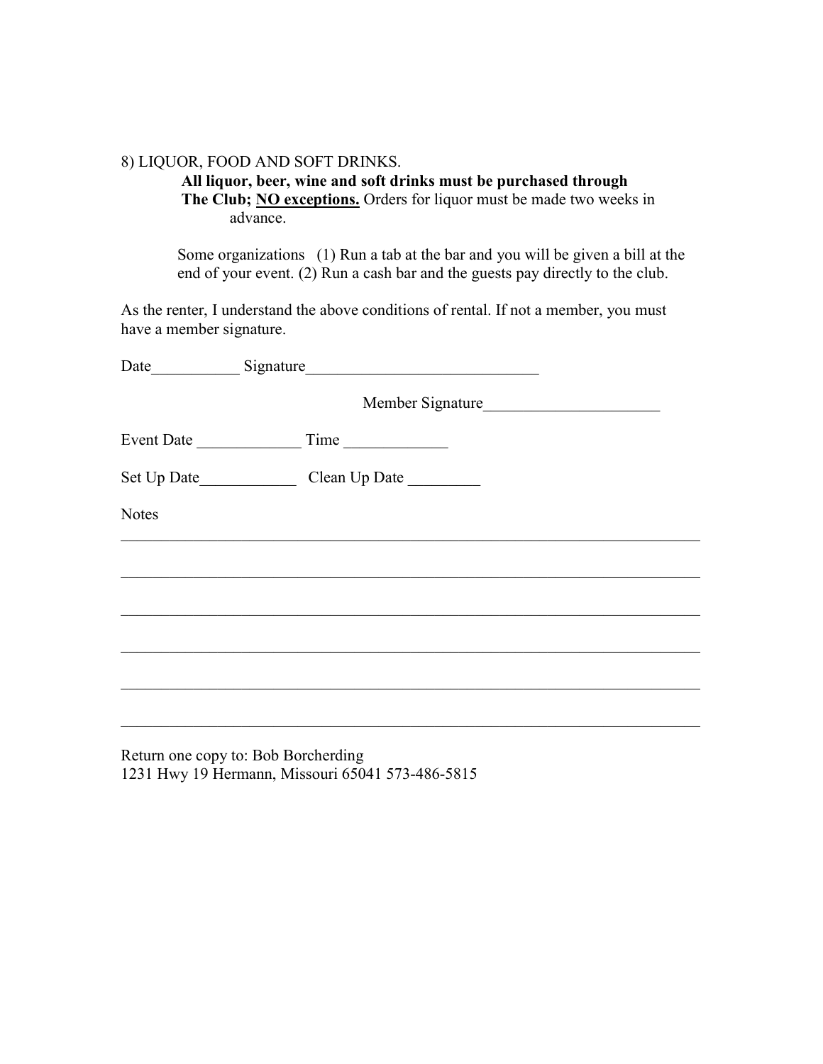8) LIQUOR, FOOD AND SOFT DRINKS.

**All liquor, beer, wine and soft drinks must be purchased through The Club; <u>NO exceptions.</u>** Orders for liquor must be made two weeks in advance.

Some organizations (1) Run a tab at the bar and you will be given a bill at the end of your event. (2) Run a cash bar and the guests pay directly to the club.

As the renter, I understand the above conditions of rental. If not a member, you must have a member signature.

Date___________ Signature_____________________________

Member Signature______________________

Event Date _____________ Time _____________

Set Up Date____________ Clean Up Date _________

Notes

_________________________________________________________________________

_________________________________________________________________________

_________________________________________________________________________

_________________________________________________________________________

_________________________________________________________________________

_________________________________________________________________________

Return one copy to: Bob Borcherding
1231 Hwy 19 Hermann, Missouri 65041 573-486-5815